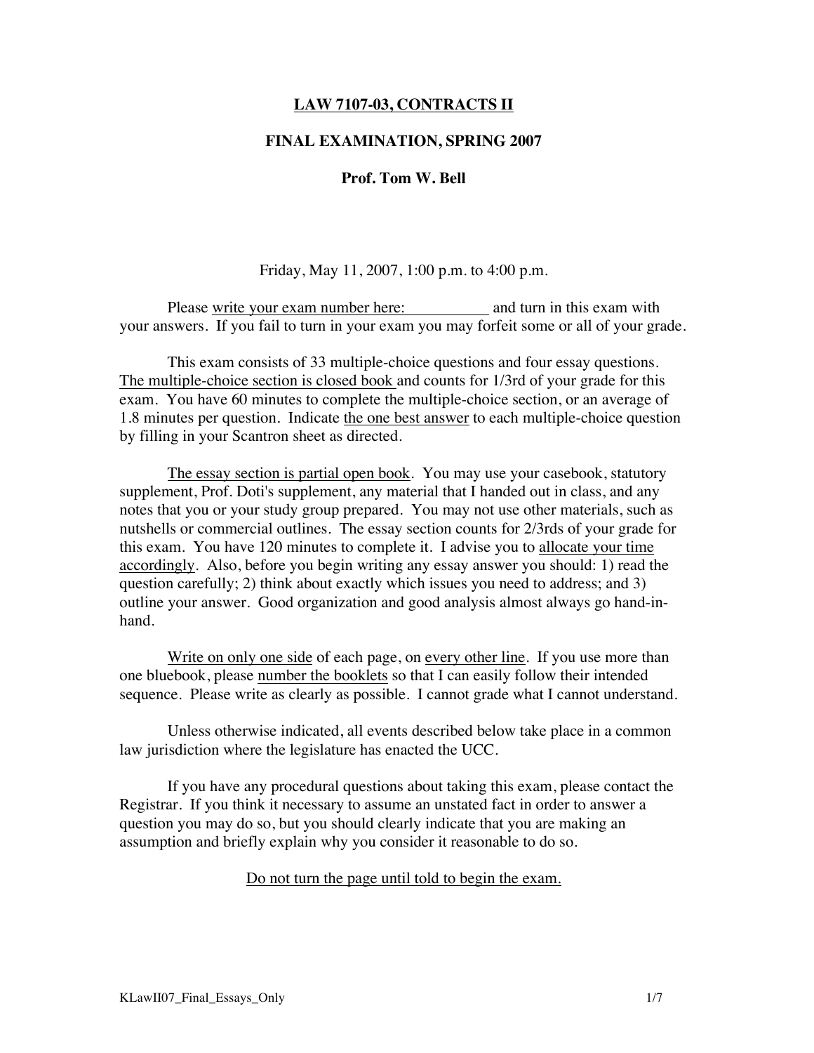**LAW 7107-03, CONTRACTS II**

**FINAL EXAMINATION, SPRING 2007**

**Prof. Tom W. Bell**

Friday, May 11, 2007, 1:00 p.m. to 4:00 p.m.

Please <u>write your exam number here: __________</u> and turn in this exam with your answers. If you fail to turn in your exam you may forfeit some or all of your grade.

This exam consists of 33 multiple-choice questions and four essay questions. <u>The multiple-choice section is closed book</u> and counts for 1/3rd of your grade for this exam. You have 60 minutes to complete the multiple-choice section, or an average of 1.8 minutes per question. Indicate <u>the one best answer</u> to each multiple-choice question by filling in your Scantron sheet as directed.

<u>The essay section is partial open book</u>. You may use your casebook, statutory supplement, Prof. Doti's supplement, any material that I handed out in class, and any notes that you or your study group prepared. You may not use other materials, such as nutshells or commercial outlines. The essay section counts for 2/3rds of your grade for this exam. You have 120 minutes to complete it. I advise you to <u>allocate your time accordingly</u>. Also, before you begin writing any essay answer you should: 1) read the question carefully; 2) think about exactly which issues you need to address; and 3) outline your answer. Good organization and good analysis almost always go hand-in-hand.

<u>Write on only one side</u> of each page, on <u>every other line</u>. If you use more than one bluebook, please <u>number the booklets</u> so that I can easily follow their intended sequence. Please write as clearly as possible. I cannot grade what I cannot understand.

Unless otherwise indicated, all events described below take place in a common law jurisdiction where the legislature has enacted the UCC.

If you have any procedural questions about taking this exam, please contact the Registrar. If you think it necessary to assume an unstated fact in order to answer a question you may do so, but you should clearly indicate that you are making an assumption and briefly explain why you consider it reasonable to do so.

<u>Do not turn the page until told to begin the exam.</u>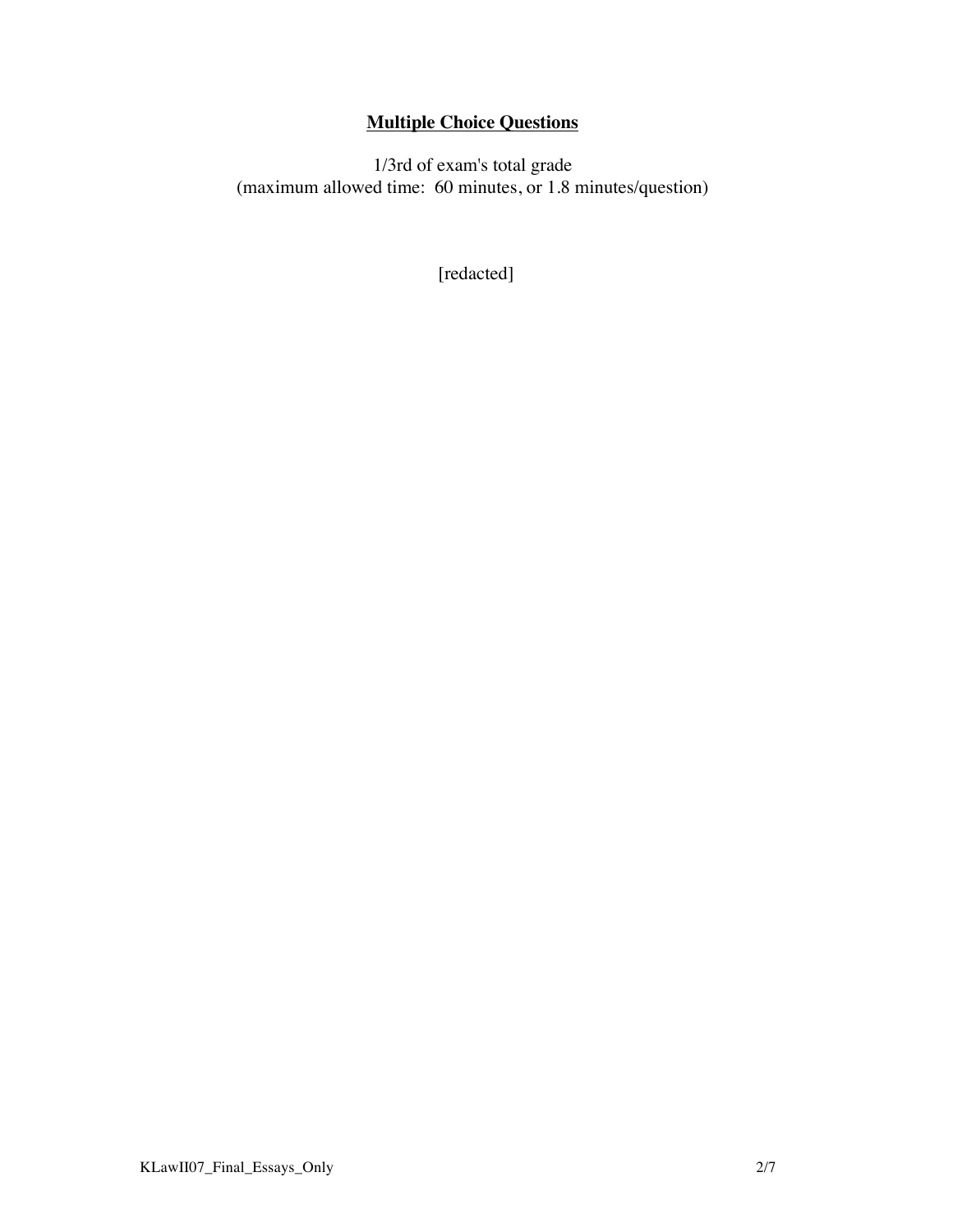## **Multiple Choice Questions**

1/3rd of exam's total grade
(maximum allowed time: 60 minutes, or 1.8 minutes/question)

[redacted]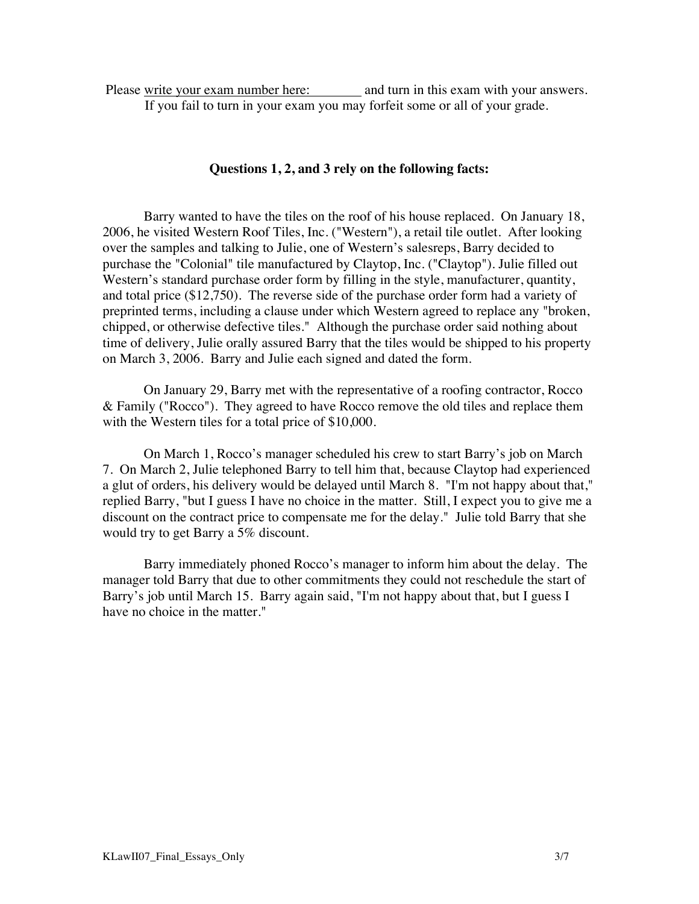Please write your exam number here: ________ and turn in this exam with your answers.
If you fail to turn in your exam you may forfeit some or all of your grade.

**Questions 1, 2, and 3 rely on the following facts:**

Barry wanted to have the tiles on the roof of his house replaced. On January 18, 2006, he visited Western Roof Tiles, Inc. ("Western"), a retail tile outlet. After looking over the samples and talking to Julie, one of Western's salesreps, Barry decided to purchase the "Colonial" tile manufactured by Claytop, Inc. ("Claytop"). Julie filled out Western's standard purchase order form by filling in the style, manufacturer, quantity, and total price ($12,750). The reverse side of the purchase order form had a variety of preprinted terms, including a clause under which Western agreed to replace any "broken, chipped, or otherwise defective tiles." Although the purchase order said nothing about time of delivery, Julie orally assured Barry that the tiles would be shipped to his property on March 3, 2006. Barry and Julie each signed and dated the form.

On January 29, Barry met with the representative of a roofing contractor, Rocco & Family ("Rocco"). They agreed to have Rocco remove the old tiles and replace them with the Western tiles for a total price of $10,000.

On March 1, Rocco's manager scheduled his crew to start Barry's job on March 7. On March 2, Julie telephoned Barry to tell him that, because Claytop had experienced a glut of orders, his delivery would be delayed until March 8. "I'm not happy about that," replied Barry, "but I guess I have no choice in the matter. Still, I expect you to give me a discount on the contract price to compensate me for the delay." Julie told Barry that she would try to get Barry a 5% discount.

Barry immediately phoned Rocco's manager to inform him about the delay. The manager told Barry that due to other commitments they could not reschedule the start of Barry's job until March 15. Barry again said, "I'm not happy about that, but I guess I have no choice in the matter."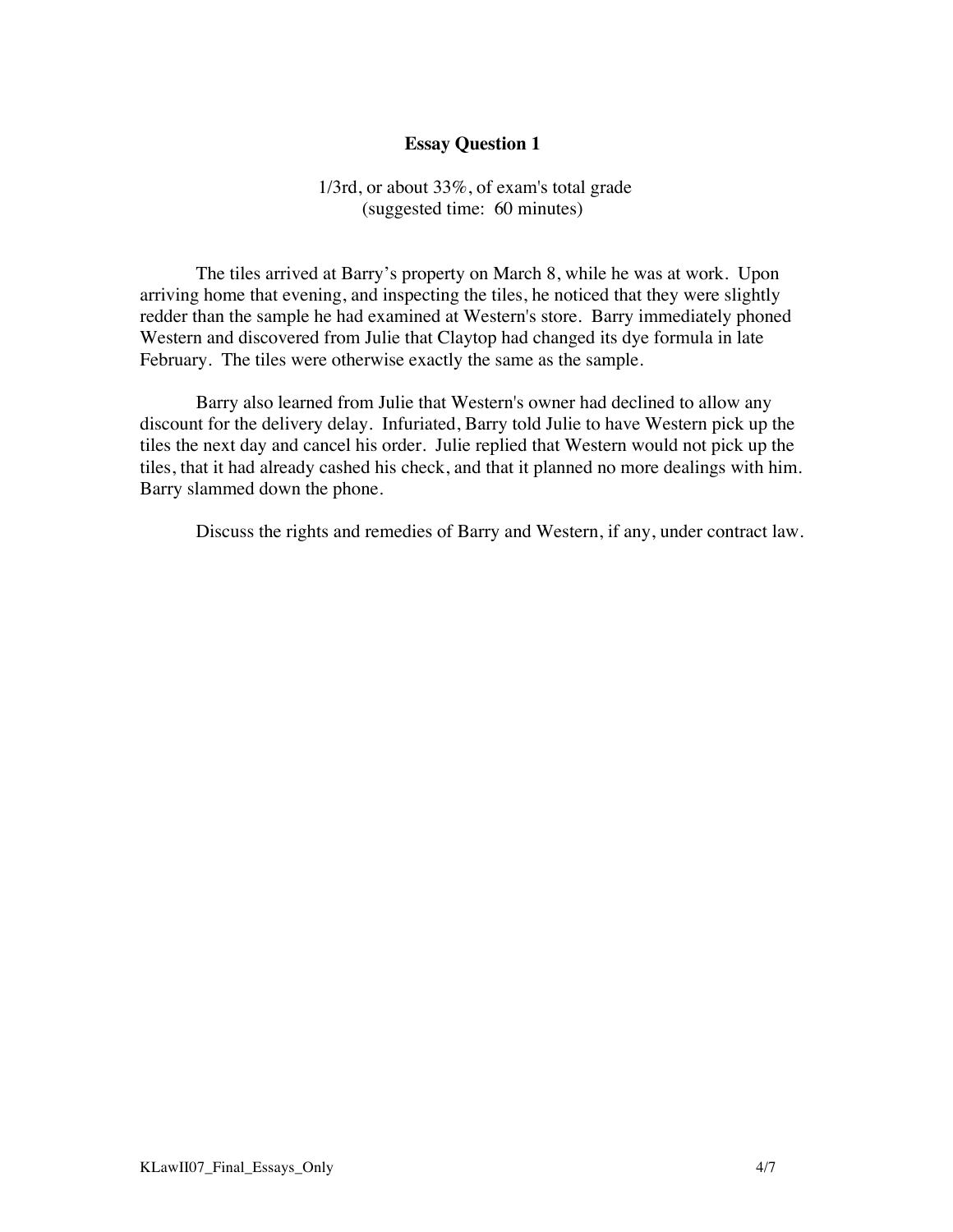## Essay Question 1

1/3rd, or about 33%, of exam's total grade
(suggested time: 60 minutes)

The tiles arrived at Barry's property on March 8, while he was at work. Upon arriving home that evening, and inspecting the tiles, he noticed that they were slightly redder than the sample he had examined at Western's store. Barry immediately phoned Western and discovered from Julie that Claytop had changed its dye formula in late February. The tiles were otherwise exactly the same as the sample.

Barry also learned from Julie that Western's owner had declined to allow any discount for the delivery delay. Infuriated, Barry told Julie to have Western pick up the tiles the next day and cancel his order. Julie replied that Western would not pick up the tiles, that it had already cashed his check, and that it planned no more dealings with him. Barry slammed down the phone.

Discuss the rights and remedies of Barry and Western, if any, under contract law.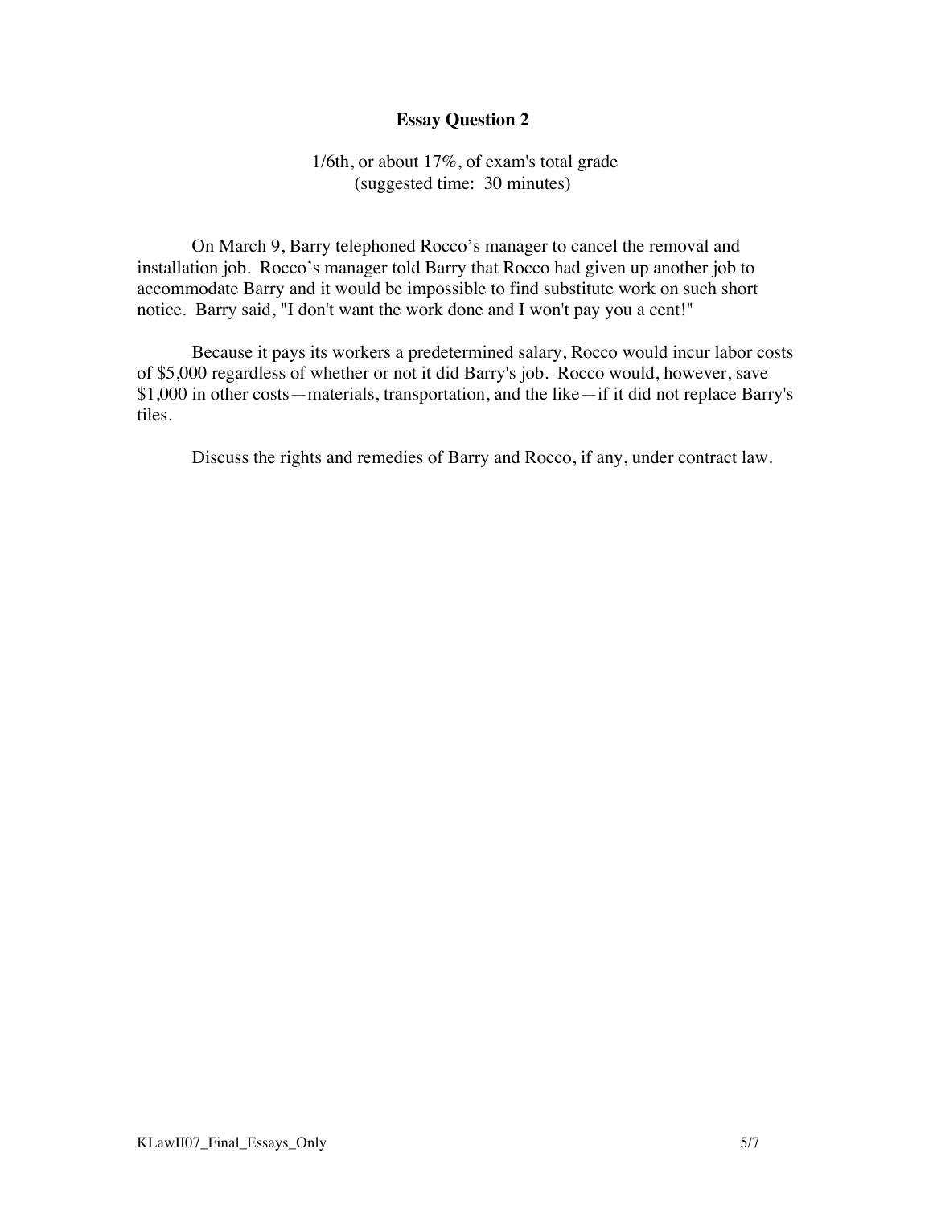# Essay Question 2

1/6th, or about 17%, of exam's total grade
(suggested time: 30 minutes)

On March 9, Barry telephoned Rocco's manager to cancel the removal and installation job. Rocco's manager told Barry that Rocco had given up another job to accommodate Barry and it would be impossible to find substitute work on such short notice. Barry said, "I don't want the work done and I won't pay you a cent!"

Because it pays its workers a predetermined salary, Rocco would incur labor costs of $5,000 regardless of whether or not it did Barry's job. Rocco would, however, save $1,000 in other costs—materials, transportation, and the like—if it did not replace Barry's tiles.

Discuss the rights and remedies of Barry and Rocco, if any, under contract law.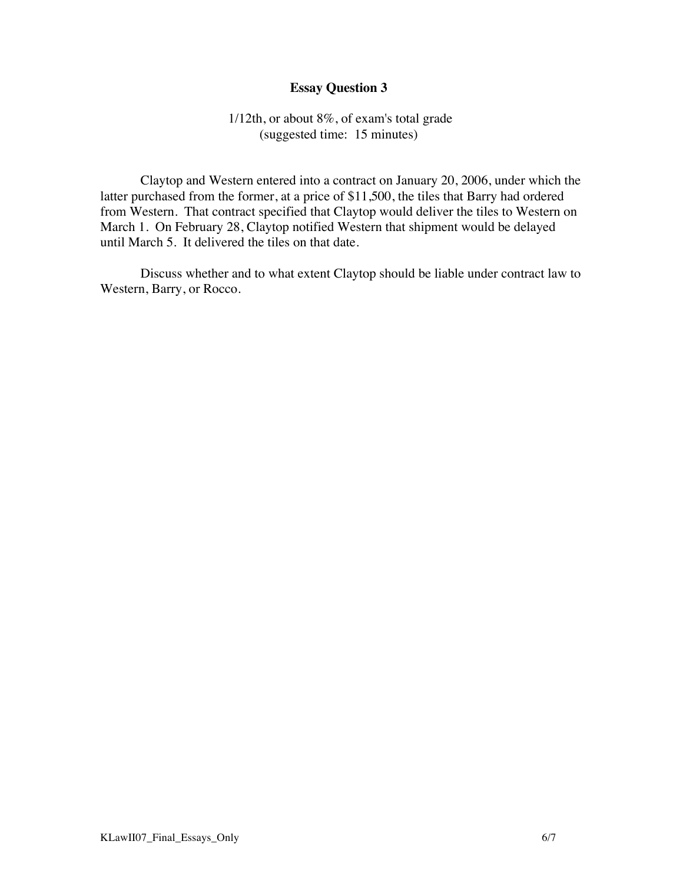# Essay Question 3

1/12th, or about 8%, of exam's total grade
(suggested time: 15 minutes)

Claytop and Western entered into a contract on January 20, 2006, under which the latter purchased from the former, at a price of $11,500, the tiles that Barry had ordered from Western. That contract specified that Claytop would deliver the tiles to Western on March 1. On February 28, Claytop notified Western that shipment would be delayed until March 5. It delivered the tiles on that date.

Discuss whether and to what extent Claytop should be liable under contract law to Western, Barry, or Rocco.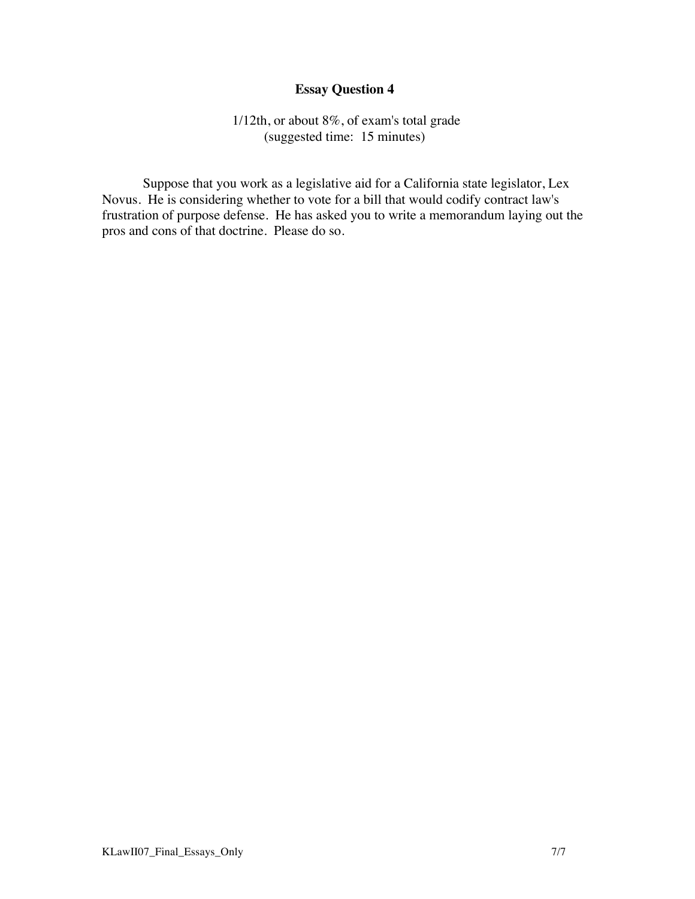**Essay Question 4**

1/12th, or about 8%, of exam's total grade
(suggested time: 15 minutes)

Suppose that you work as a legislative aid for a California state legislator, Lex Novus. He is considering whether to vote for a bill that would codify contract law's frustration of purpose defense. He has asked you to write a memorandum laying out the pros and cons of that doctrine. Please do so.